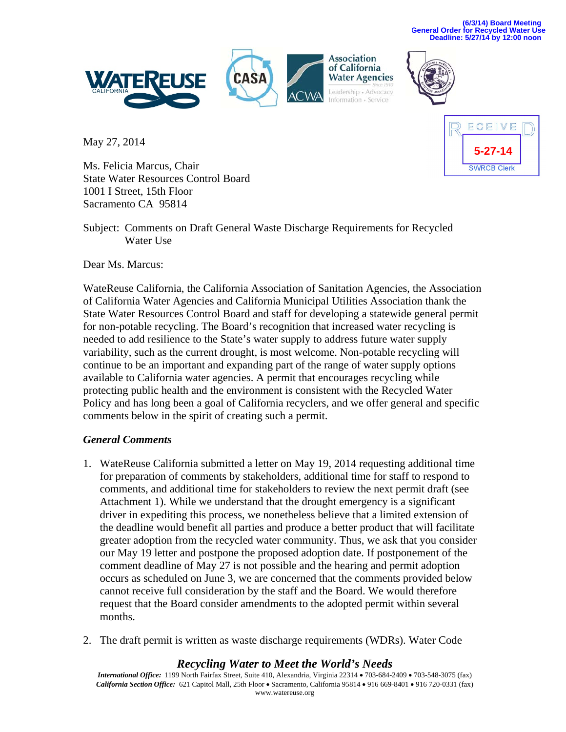(6/3/14) Board Meeting
General Order for Recycled Water Use
Deadline: 5/27/14 by 12:00 noon

RECEIVED
5-27-14
SWRCB Clerk

May 27, 2014

Ms. Felicia Marcus, Chair
State Water Resources Control Board
1001 I Street, 15th Floor
Sacramento CA 95814

Subject: Comments on Draft General Waste Discharge Requirements for Recycled Water Use

Dear Ms. Marcus:

WateReuse California, the California Association of Sanitation Agencies, the Association of California Water Agencies and California Municipal Utilities Association thank the State Water Resources Control Board and staff for developing a statewide general permit for non-potable recycling. The Board's recognition that increased water recycling is needed to add resilience to the State's water supply to address future water supply variability, such as the current drought, is most welcome. Non-potable recycling will continue to be an important and expanding part of the range of water supply options available to California water agencies. A permit that encourages recycling while protecting public health and the environment is consistent with the Recycled Water Policy and has long been a goal of California recyclers, and we offer general and specific comments below in the spirit of creating such a permit.

### *General Comments*

1. WateReuse California submitted a letter on May 19, 2014 requesting additional time for preparation of comments by stakeholders, additional time for staff to respond to comments, and additional time for stakeholders to review the next permit draft (see Attachment 1). While we understand that the drought emergency is a significant driver in expediting this process, we nonetheless believe that a limited extension of the deadline would benefit all parties and produce a better product that will facilitate greater adoption from the recycled water community. Thus, we ask that you consider our May 19 letter and postpone the proposed adoption date. If postponement of the comment deadline of May 27 is not possible and the hearing and permit adoption occurs as scheduled on June 3, we are concerned that the comments provided below cannot receive full consideration by the staff and the Board. We would therefore request that the Board consider amendments to the adopted permit within several months.

2. The draft permit is written as waste discharge requirements (WDRs). Water Code

***Recycling Water to Meet the World's Needs***

***International Office:*** 1199 North Fairfax Street, Suite 410, Alexandria, Virginia 22314 • 703-684-2409 • 703-548-3075 (fax)
***California Section Office:*** 621 Capitol Mall, 25th Floor • Sacramento, California 95814 • 916 669-8401 • 916 720-0331 (fax)
www.watereuse.org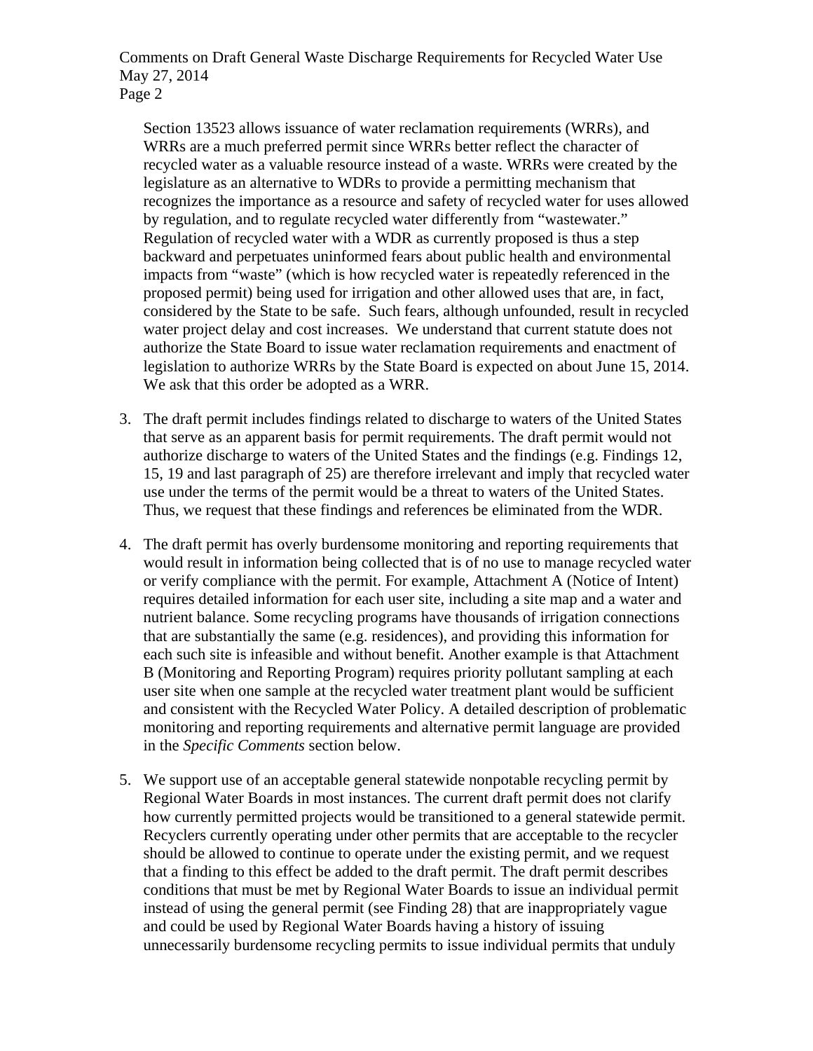Section 13523 allows issuance of water reclamation requirements (WRRs), and WRRs are a much preferred permit since WRRs better reflect the character of recycled water as a valuable resource instead of a waste. WRRs were created by the legislature as an alternative to WDRs to provide a permitting mechanism that recognizes the importance as a resource and safety of recycled water for uses allowed by regulation, and to regulate recycled water differently from "wastewater." Regulation of recycled water with a WDR as currently proposed is thus a step backward and perpetuates uninformed fears about public health and environmental impacts from "waste" (which is how recycled water is repeatedly referenced in the proposed permit) being used for irrigation and other allowed uses that are, in fact, considered by the State to be safe. Such fears, although unfounded, result in recycled water project delay and cost increases. We understand that current statute does not authorize the State Board to issue water reclamation requirements and enactment of legislation to authorize WRRs by the State Board is expected on about June 15, 2014. We ask that this order be adopted as a WRR.

3. The draft permit includes findings related to discharge to waters of the United States that serve as an apparent basis for permit requirements. The draft permit would not authorize discharge to waters of the United States and the findings (e.g. Findings 12, 15, 19 and last paragraph of 25) are therefore irrelevant and imply that recycled water use under the terms of the permit would be a threat to waters of the United States. Thus, we request that these findings and references be eliminated from the WDR.

4. The draft permit has overly burdensome monitoring and reporting requirements that would result in information being collected that is of no use to manage recycled water or verify compliance with the permit. For example, Attachment A (Notice of Intent) requires detailed information for each user site, including a site map and a water and nutrient balance. Some recycling programs have thousands of irrigation connections that are substantially the same (e.g. residences), and providing this information for each such site is infeasible and without benefit. Another example is that Attachment B (Monitoring and Reporting Program) requires priority pollutant sampling at each user site when one sample at the recycled water treatment plant would be sufficient and consistent with the Recycled Water Policy. A detailed description of problematic monitoring and reporting requirements and alternative permit language are provided in the *Specific Comments* section below.

5. We support use of an acceptable general statewide nonpotable recycling permit by Regional Water Boards in most instances. The current draft permit does not clarify how currently permitted projects would be transitioned to a general statewide permit. Recyclers currently operating under other permits that are acceptable to the recycler should be allowed to continue to operate under the existing permit, and we request that a finding to this effect be added to the draft permit. The draft permit describes conditions that must be met by Regional Water Boards to issue an individual permit instead of using the general permit (see Finding 28) that are inappropriately vague and could be used by Regional Water Boards having a history of issuing unnecessarily burdensome recycling permits to issue individual permits that unduly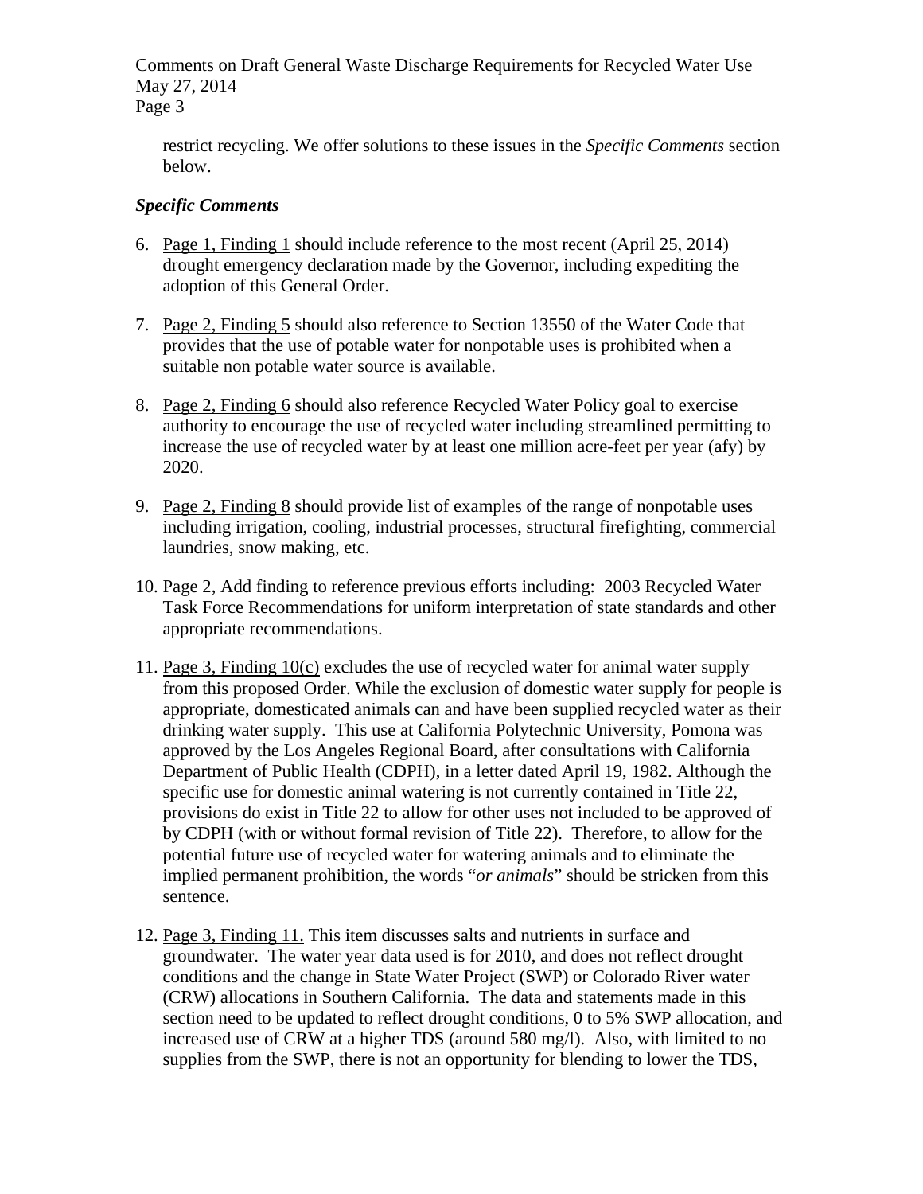restrict recycling. We offer solutions to these issues in the *Specific Comments* section below.

### *Specific Comments*

6. Page 1, Finding 1 should include reference to the most recent (April 25, 2014) drought emergency declaration made by the Governor, including expediting the adoption of this General Order.

7. Page 2, Finding 5 should also reference to Section 13550 of the Water Code that provides that the use of potable water for nonpotable uses is prohibited when a suitable non potable water source is available.

8. Page 2, Finding 6 should also reference Recycled Water Policy goal to exercise authority to encourage the use of recycled water including streamlined permitting to increase the use of recycled water by at least one million acre-feet per year (afy) by 2020.

9. Page 2, Finding 8 should provide list of examples of the range of nonpotable uses including irrigation, cooling, industrial processes, structural firefighting, commercial laundries, snow making, etc.

10. Page 2, Add finding to reference previous efforts including: 2003 Recycled Water Task Force Recommendations for uniform interpretation of state standards and other appropriate recommendations.

11. Page 3, Finding 10(c) excludes the use of recycled water for animal water supply from this proposed Order. While the exclusion of domestic water supply for people is appropriate, domesticated animals can and have been supplied recycled water as their drinking water supply. This use at California Polytechnic University, Pomona was approved by the Los Angeles Regional Board, after consultations with California Department of Public Health (CDPH), in a letter dated April 19, 1982. Although the specific use for domestic animal watering is not currently contained in Title 22, provisions do exist in Title 22 to allow for other uses not included to be approved of by CDPH (with or without formal revision of Title 22). Therefore, to allow for the potential future use of recycled water for watering animals and to eliminate the implied permanent prohibition, the words "*or animals*" should be stricken from this sentence.

12. Page 3, Finding 11. This item discusses salts and nutrients in surface and groundwater. The water year data used is for 2010, and does not reflect drought conditions and the change in State Water Project (SWP) or Colorado River water (CRW) allocations in Southern California. The data and statements made in this section need to be updated to reflect drought conditions, 0 to 5% SWP allocation, and increased use of CRW at a higher TDS (around 580 mg/l). Also, with limited to no supplies from the SWP, there is not an opportunity for blending to lower the TDS,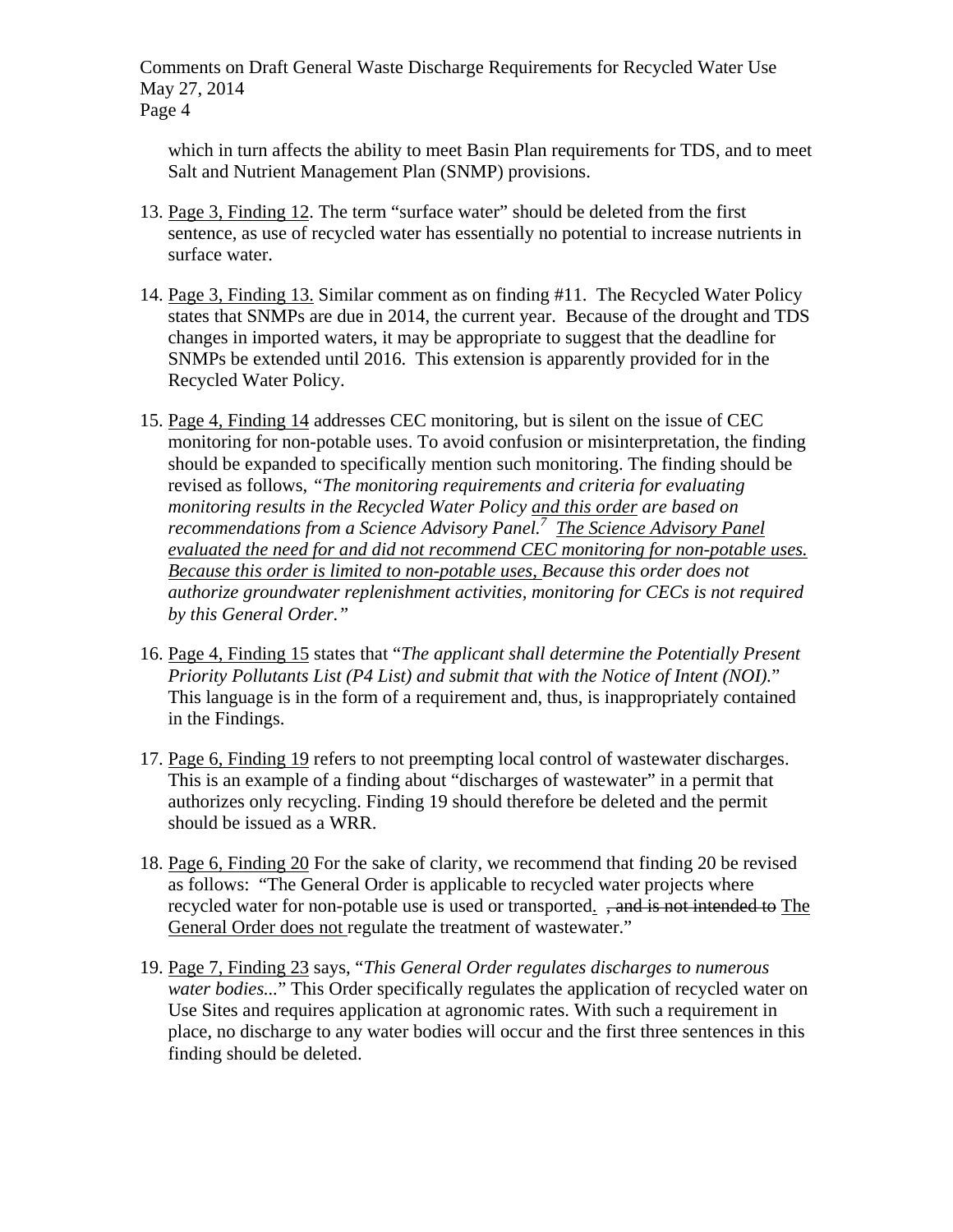which in turn affects the ability to meet Basin Plan requirements for TDS, and to meet Salt and Nutrient Management Plan (SNMP) provisions.

13. <u>Page 3, Finding 12</u>. The term "surface water" should be deleted from the first sentence, as use of recycled water has essentially no potential to increase nutrients in surface water.

14. <u>Page 3, Finding 13.</u> Similar comment as on finding #11. The Recycled Water Policy states that SNMPs are due in 2014, the current year. Because of the drought and TDS changes in imported waters, it may be appropriate to suggest that the deadline for SNMPs be extended until 2016. This extension is apparently provided for in the Recycled Water Policy.

15. <u>Page 4, Finding 14</u> addresses CEC monitoring, but is silent on the issue of CEC monitoring for non-potable uses. To avoid confusion or misinterpretation, the finding should be expanded to specifically mention such monitoring. The finding should be revised as follows, *"The monitoring requirements and criteria for evaluating monitoring results in the Recycled Water Policy <u>and this order</u> are based on recommendations from a Science Advisory Panel.[7] <u>The Science Advisory Panel evaluated the need for and did not recommend CEC monitoring for non-potable uses. Because this order is limited to non-potable uses,</u> Because this order does not authorize groundwater replenishment activities, monitoring for CECs is not required by this General Order."*

16. <u>Page 4, Finding 15</u> states that "*The applicant shall determine the Potentially Present Priority Pollutants List (P4 List) and submit that with the Notice of Intent (NOI).*" This language is in the form of a requirement and, thus, is inappropriately contained in the Findings.

17. <u>Page 6, Finding 19</u> refers to not preempting local control of wastewater discharges. This is an example of a finding about "discharges of wastewater" in a permit that authorizes only recycling. Finding 19 should therefore be deleted and the permit should be issued as a WRR.

18. <u>Page 6, Finding 20</u> For the sake of clarity, we recommend that finding 20 be revised as follows: "The General Order is applicable to recycled water projects where recycled water for non-potable use is used or transported<u>.</u> ~~, and is not intended to~~ <u>The General Order does not</u> regulate the treatment of wastewater."

19. <u>Page 7, Finding 23</u> says, "*This General Order regulates discharges to numerous water bodies...*" This Order specifically regulates the application of recycled water on Use Sites and requires application at agronomic rates. With such a requirement in place, no discharge to any water bodies will occur and the first three sentences in this finding should be deleted.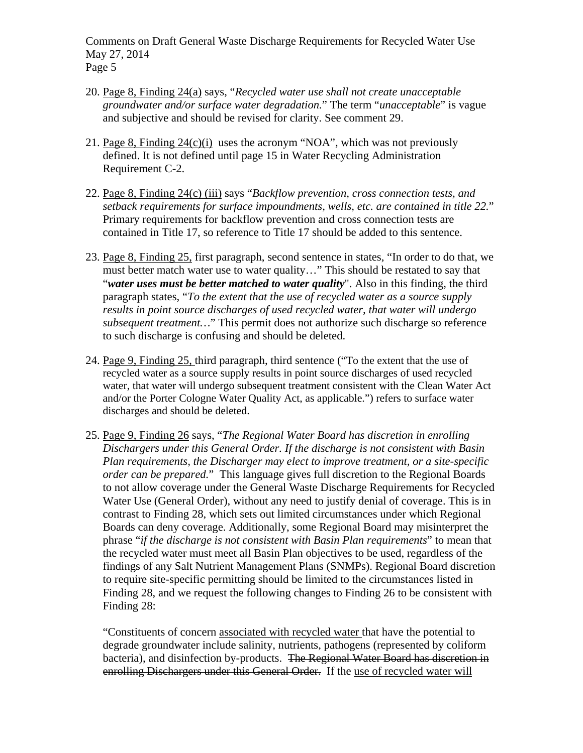20. Page 8, Finding 24(a) says, "*Recycled water use shall not create unacceptable groundwater and/or surface water degradation.*" The term "*unacceptable*" is vague and subjective and should be revised for clarity. See comment 29.

21. Page 8, Finding 24(c)(i) uses the acronym "NOA", which was not previously defined. It is not defined until page 15 in Water Recycling Administration Requirement C-2.

22. Page 8, Finding 24(c) (iii) says "*Backflow prevention, cross connection tests, and setback requirements for surface impoundments, wells, etc. are contained in title 22.*" Primary requirements for backflow prevention and cross connection tests are contained in Title 17, so reference to Title 17 should be added to this sentence.

23. Page 8, Finding 25, first paragraph, second sentence in states, "In order to do that, we must better match water use to water quality…" This should be restated to say that "***water uses must be better matched to water quality***". Also in this finding, the third paragraph states, "*To the extent that the use of recycled water as a source supply results in point source discharges of used recycled water, that water will undergo subsequent treatment…*" This permit does not authorize such discharge so reference to such discharge is confusing and should be deleted.

24. Page 9, Finding 25, third paragraph, third sentence ("To the extent that the use of recycled water as a source supply results in point source discharges of used recycled water, that water will undergo subsequent treatment consistent with the Clean Water Act and/or the Porter Cologne Water Quality Act, as applicable.") refers to surface water discharges and should be deleted.

25. Page 9, Finding 26 says, "*The Regional Water Board has discretion in enrolling Dischargers under this General Order. If the discharge is not consistent with Basin Plan requirements, the Discharger may elect to improve treatment, or a site-specific order can be prepared.*" This language gives full discretion to the Regional Boards to not allow coverage under the General Waste Discharge Requirements for Recycled Water Use (General Order), without any need to justify denial of coverage. This is in contrast to Finding 28, which sets out limited circumstances under which Regional Boards can deny coverage. Additionally, some Regional Board may misinterpret the phrase "*if the discharge is not consistent with Basin Plan requirements*" to mean that the recycled water must meet all Basin Plan objectives to be used, regardless of the findings of any Salt Nutrient Management Plans (SNMPs). Regional Board discretion to require site-specific permitting should be limited to the circumstances listed in Finding 28, and we request the following changes to Finding 26 to be consistent with Finding 28:

    "Constituents of concern <u>associated with recycled water</u> that have the potential to degrade groundwater include salinity, nutrients, pathogens (represented by coliform bacteria), and disinfection by-products. ~~The Regional Water Board has discretion in enrolling Dischargers under this General Order.~~ If the <u>use of recycled water will</u>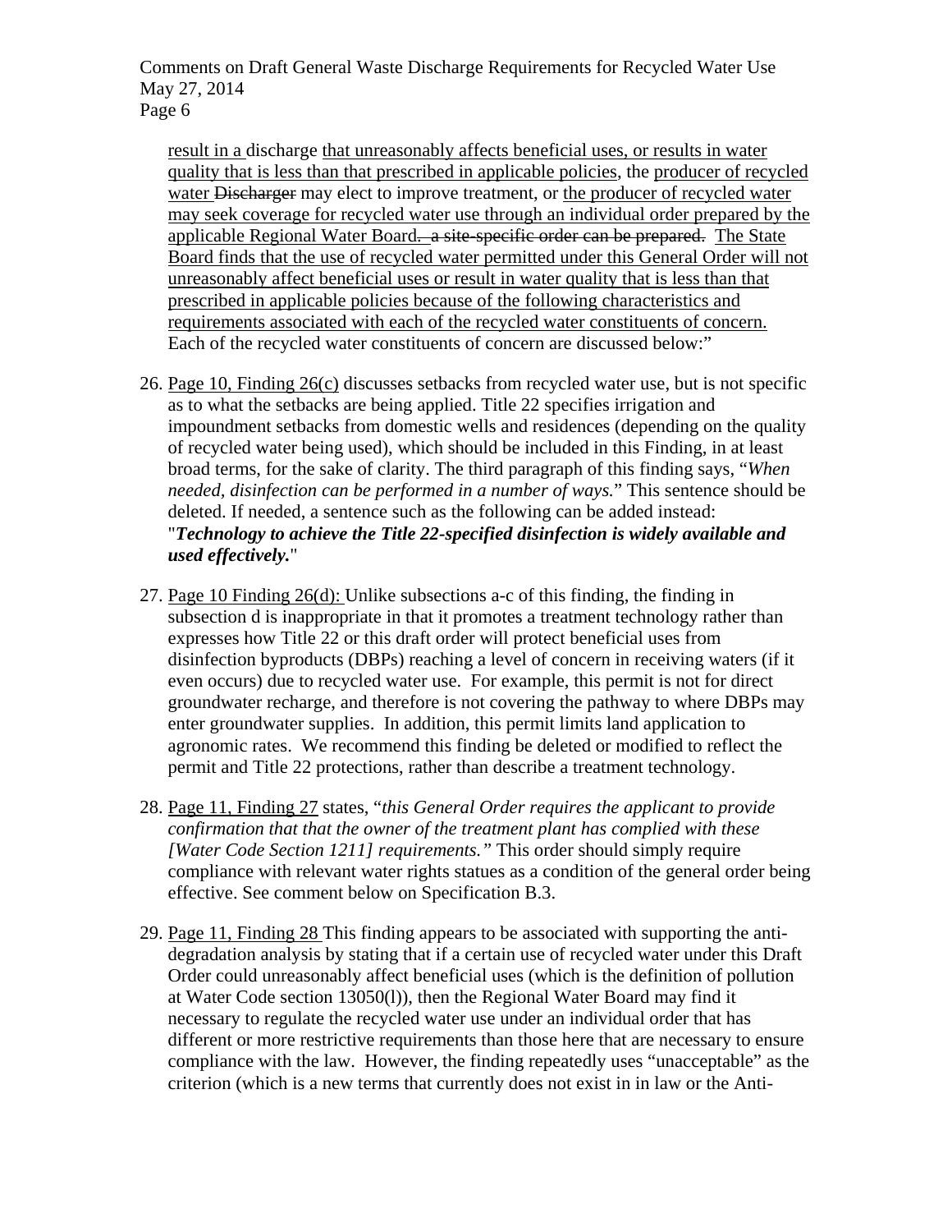result in a discharge that unreasonably affects beneficial uses, or results in water quality that is less than that prescribed in applicable policies, the producer of recycled water ~~Discharger~~ may elect to improve treatment, or the producer of recycled water may seek coverage for recycled water use through an individual order prepared by the applicable Regional Water Board. ~~a site-specific order can be prepared.~~ The State Board finds that the use of recycled water permitted under this General Order will not unreasonably affect beneficial uses or result in water quality that is less than that prescribed in applicable policies because of the following characteristics and requirements associated with each of the recycled water constituents of concern. Each of the recycled water constituents of concern are discussed below:"

26. Page 10, Finding 26(c) discusses setbacks from recycled water use, but is not specific as to what the setbacks are being applied. Title 22 specifies irrigation and impoundment setbacks from domestic wells and residences (depending on the quality of recycled water being used), which should be included in this Finding, in at least broad terms, for the sake of clarity. The third paragraph of this finding says, "*When needed, disinfection can be performed in a number of ways.*" This sentence should be deleted. If needed, a sentence such as the following can be added instead: "***Technology to achieve the Title 22-specified disinfection is widely available and used effectively.***"

27. Page 10 Finding 26(d): Unlike subsections a-c of this finding, the finding in subsection d is inappropriate in that it promotes a treatment technology rather than expresses how Title 22 or this draft order will protect beneficial uses from disinfection byproducts (DBPs) reaching a level of concern in receiving waters (if it even occurs) due to recycled water use. For example, this permit is not for direct groundwater recharge, and therefore is not covering the pathway to where DBPs may enter groundwater supplies. In addition, this permit limits land application to agronomic rates. We recommend this finding be deleted or modified to reflect the permit and Title 22 protections, rather than describe a treatment technology.

28. Page 11, Finding 27 states, "*this General Order requires the applicant to provide confirmation that that the owner of the treatment plant has complied with these [Water Code Section 1211] requirements.*" This order should simply require compliance with relevant water rights statues as a condition of the general order being effective. See comment below on Specification B.3.

29. Page 11, Finding 28 This finding appears to be associated with supporting the anti-degradation analysis by stating that if a certain use of recycled water under this Draft Order could unreasonably affect beneficial uses (which is the definition of pollution at Water Code section 13050(l)), then the Regional Water Board may find it necessary to regulate the recycled water use under an individual order that has different or more restrictive requirements than those here that are necessary to ensure compliance with the law. However, the finding repeatedly uses "unacceptable" as the criterion (which is a new terms that currently does not exist in in law or the Anti-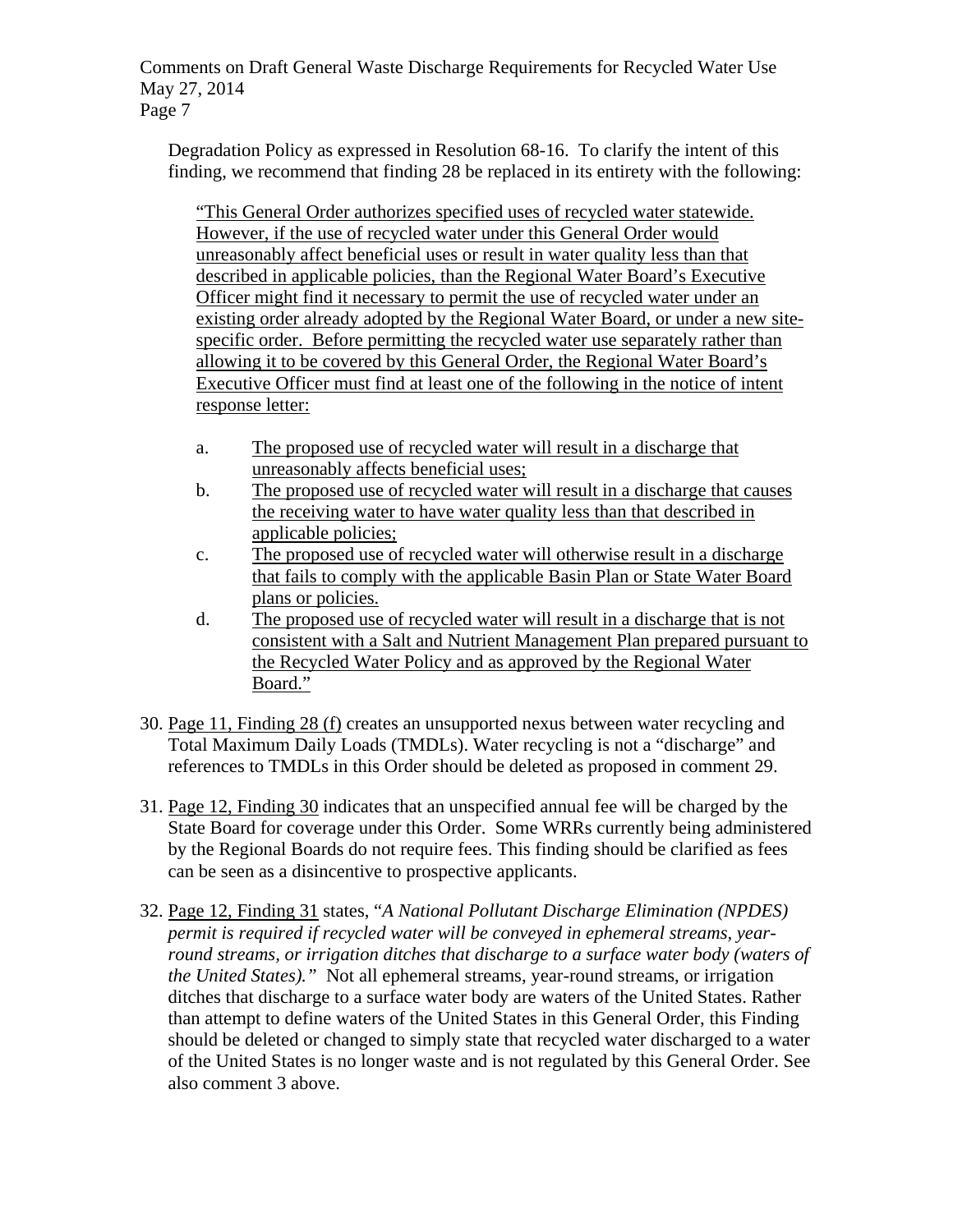Degradation Policy as expressed in Resolution 68-16. To clarify the intent of this finding, we recommend that finding 28 be replaced in its entirety with the following:

> <u>"This General Order authorizes specified uses of recycled water statewide. However, if the use of recycled water under this General Order would unreasonably affect beneficial uses or result in water quality less than that described in applicable policies, than the Regional Water Board's Executive Officer might find it necessary to permit the use of recycled water under an existing order already adopted by the Regional Water Board, or under a new site-specific order. Before permitting the recycled water use separately rather than allowing it to be covered by this General Order, the Regional Water Board's Executive Officer must find at least one of the following in the notice of intent response letter:</u>
>
> a. <u>The proposed use of recycled water will result in a discharge that unreasonably affects beneficial uses;</u>
>
> b. <u>The proposed use of recycled water will result in a discharge that causes the receiving water to have water quality less than that described in applicable policies;</u>
>
> c. <u>The proposed use of recycled water will otherwise result in a discharge that fails to comply with the applicable Basin Plan or State Water Board plans or policies.</u>
>
> d. <u>The proposed use of recycled water will result in a discharge that is not consistent with a Salt and Nutrient Management Plan prepared pursuant to the Recycled Water Policy and as approved by the Regional Water Board."</u>

30. <u>Page 11, Finding 28 (f)</u> creates an unsupported nexus between water recycling and Total Maximum Daily Loads (TMDLs). Water recycling is not a "discharge" and references to TMDLs in this Order should be deleted as proposed in comment 29.

31. <u>Page 12, Finding 30</u> indicates that an unspecified annual fee will be charged by the State Board for coverage under this Order. Some WRRs currently being administered by the Regional Boards do not require fees. This finding should be clarified as fees can be seen as a disincentive to prospective applicants.

32. <u>Page 12, Finding 31</u> states, "*A National Pollutant Discharge Elimination (NPDES) permit is required if recycled water will be conveyed in ephemeral streams, year-round streams, or irrigation ditches that discharge to a surface water body (waters of the United States).*" Not all ephemeral streams, year-round streams, or irrigation ditches that discharge to a surface water body are waters of the United States. Rather than attempt to define waters of the United States in this General Order, this Finding should be deleted or changed to simply state that recycled water discharged to a water of the United States is no longer waste and is not regulated by this General Order. See also comment 3 above.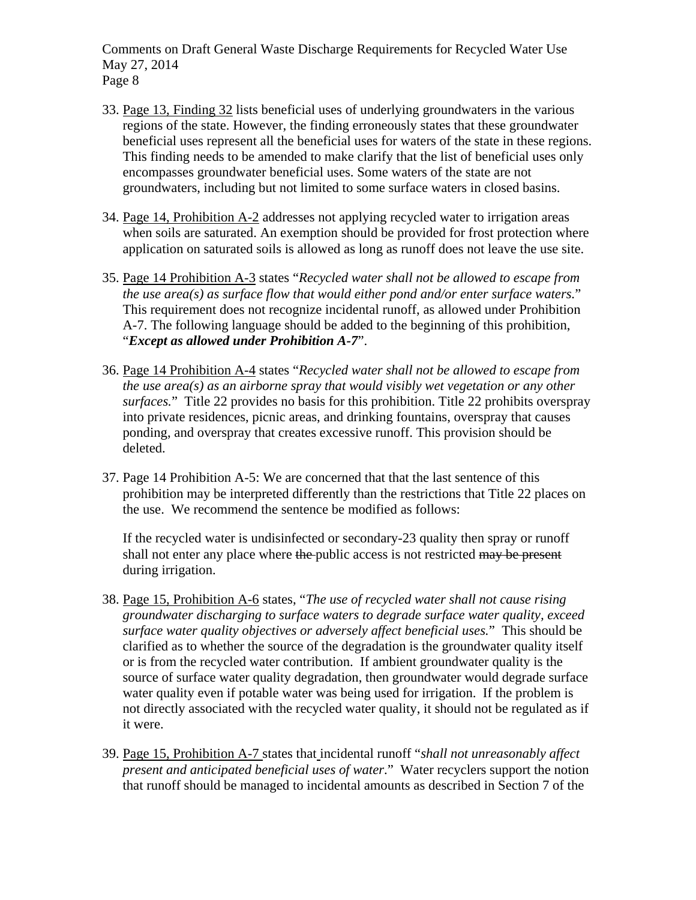33. Page 13, Finding 32 lists beneficial uses of underlying groundwaters in the various regions of the state. However, the finding erroneously states that these groundwater beneficial uses represent all the beneficial uses for waters of the state in these regions. This finding needs to be amended to make clarify that the list of beneficial uses only encompasses groundwater beneficial uses. Some waters of the state are not groundwaters, including but not limited to some surface waters in closed basins.

34. Page 14, Prohibition A-2 addresses not applying recycled water to irrigation areas when soils are saturated. An exemption should be provided for frost protection where application on saturated soils is allowed as long as runoff does not leave the use site.

35. Page 14 Prohibition A-3 states "*Recycled water shall not be allowed to escape from the use area(s) as surface flow that would either pond and/or enter surface waters.*" This requirement does not recognize incidental runoff, as allowed under Prohibition A-7. The following language should be added to the beginning of this prohibition, "***Except as allowed under Prohibition A-7***".

36. Page 14 Prohibition A-4 states "*Recycled water shall not be allowed to escape from the use area(s) as an airborne spray that would visibly wet vegetation or any other surfaces.*" Title 22 provides no basis for this prohibition. Title 22 prohibits overspray into private residences, picnic areas, and drinking fountains, overspray that causes ponding, and overspray that creates excessive runoff. This provision should be deleted.

37. Page 14 Prohibition A-5: We are concerned that that the last sentence of this prohibition may be interpreted differently than the restrictions that Title 22 places on the use. We recommend the sentence be modified as follows:

    If the recycled water is undisinfected or secondary-23 quality then spray or runoff shall not enter any place where ~~the~~ public access is not restricted ~~may be present~~ during irrigation.

38. Page 15, Prohibition A-6 states, "*The use of recycled water shall not cause rising groundwater discharging to surface waters to degrade surface water quality, exceed surface water quality objectives or adversely affect beneficial uses.*" This should be clarified as to whether the source of the degradation is the groundwater quality itself or is from the recycled water contribution. If ambient groundwater quality is the source of surface water quality degradation, then groundwater would degrade surface water quality even if potable water was being used for irrigation. If the problem is not directly associated with the recycled water quality, it should not be regulated as if it were.

39. Page 15, Prohibition A-7 states that incidental runoff "*shall not unreasonably affect present and anticipated beneficial uses of water*." Water recyclers support the notion that runoff should be managed to incidental amounts as described in Section 7 of the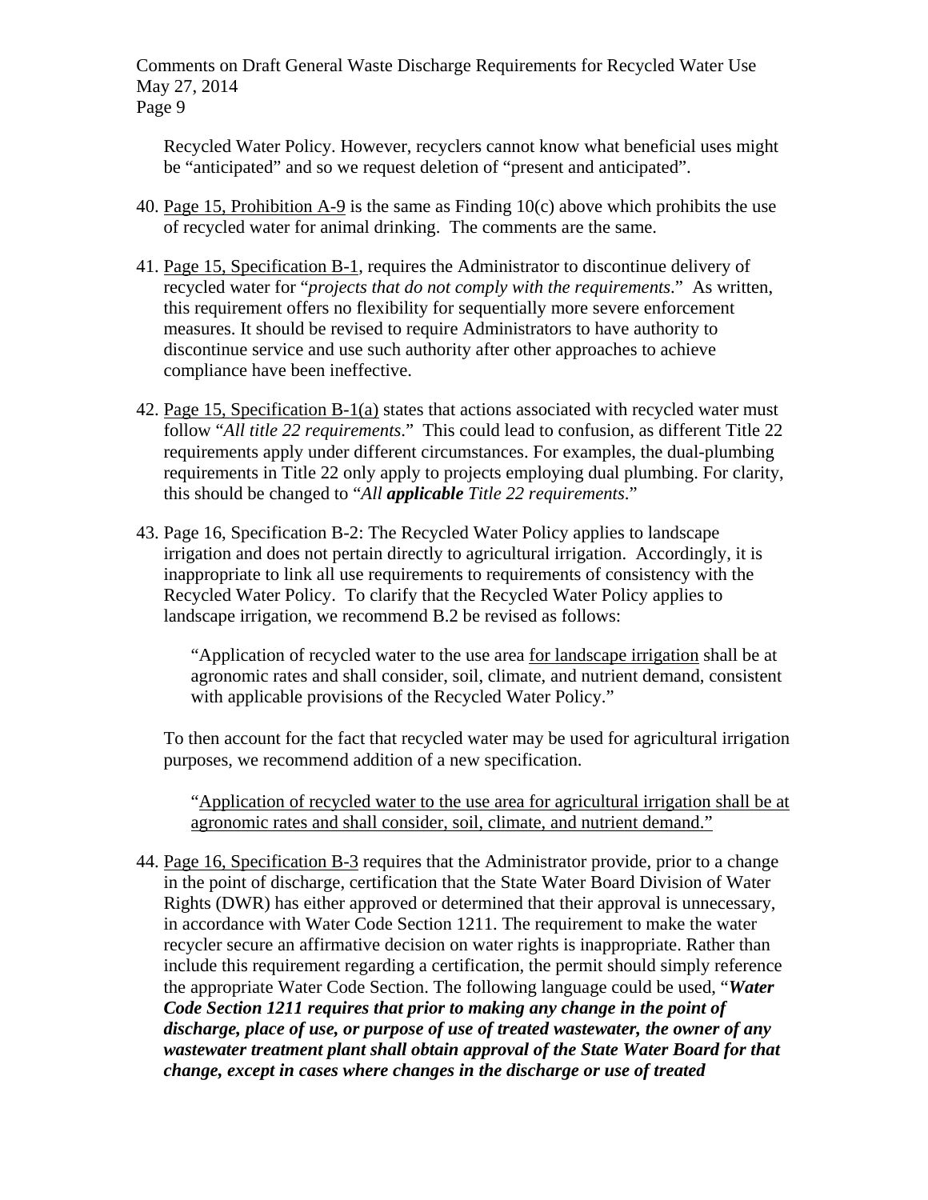Recycled Water Policy. However, recyclers cannot know what beneficial uses might be "anticipated" and so we request deletion of "present and anticipated".

40. <u>Page 15, Prohibition A-9</u> is the same as Finding 10(c) above which prohibits the use of recycled water for animal drinking. The comments are the same.

41. <u>Page 15, Specification B-1</u>, requires the Administrator to discontinue delivery of recycled water for "*projects that do not comply with the requirements*." As written, this requirement offers no flexibility for sequentially more severe enforcement measures. It should be revised to require Administrators to have authority to discontinue service and use such authority after other approaches to achieve compliance have been ineffective.

42. <u>Page 15, Specification B-1(a)</u> states that actions associated with recycled water must follow "*All title 22 requirements*." This could lead to confusion, as different Title 22 requirements apply under different circumstances. For examples, the dual-plumbing requirements in Title 22 only apply to projects employing dual plumbing. For clarity, this should be changed to "*All **applicable** Title 22 requirements*."

43. Page 16, Specification B-2: The Recycled Water Policy applies to landscape irrigation and does not pertain directly to agricultural irrigation. Accordingly, it is inappropriate to link all use requirements to requirements of consistency with the Recycled Water Policy. To clarify that the Recycled Water Policy applies to landscape irrigation, we recommend B.2 be revised as follows:

    > "Application of recycled water to the use area <u>for landscape irrigation</u> shall be at agronomic rates and shall consider, soil, climate, and nutrient demand, consistent with applicable provisions of the Recycled Water Policy."

    To then account for the fact that recycled water may be used for agricultural irrigation purposes, we recommend addition of a new specification.

    > "<u>Application of recycled water to the use area for agricultural irrigation shall be at agronomic rates and shall consider, soil, climate, and nutrient demand."</u>

44. <u>Page 16, Specification B-3</u> requires that the Administrator provide, prior to a change in the point of discharge, certification that the State Water Board Division of Water Rights (DWR) has either approved or determined that their approval is unnecessary, in accordance with Water Code Section 1211. The requirement to make the water recycler secure an affirmative decision on water rights is inappropriate. Rather than include this requirement regarding a certification, the permit should simply reference the appropriate Water Code Section. The following language could be used, "***Water Code Section 1211 requires that prior to making any change in the point of discharge, place of use, or purpose of use of treated wastewater, the owner of any wastewater treatment plant shall obtain approval of the State Water Board for that change, except in cases where changes in the discharge or use of treated***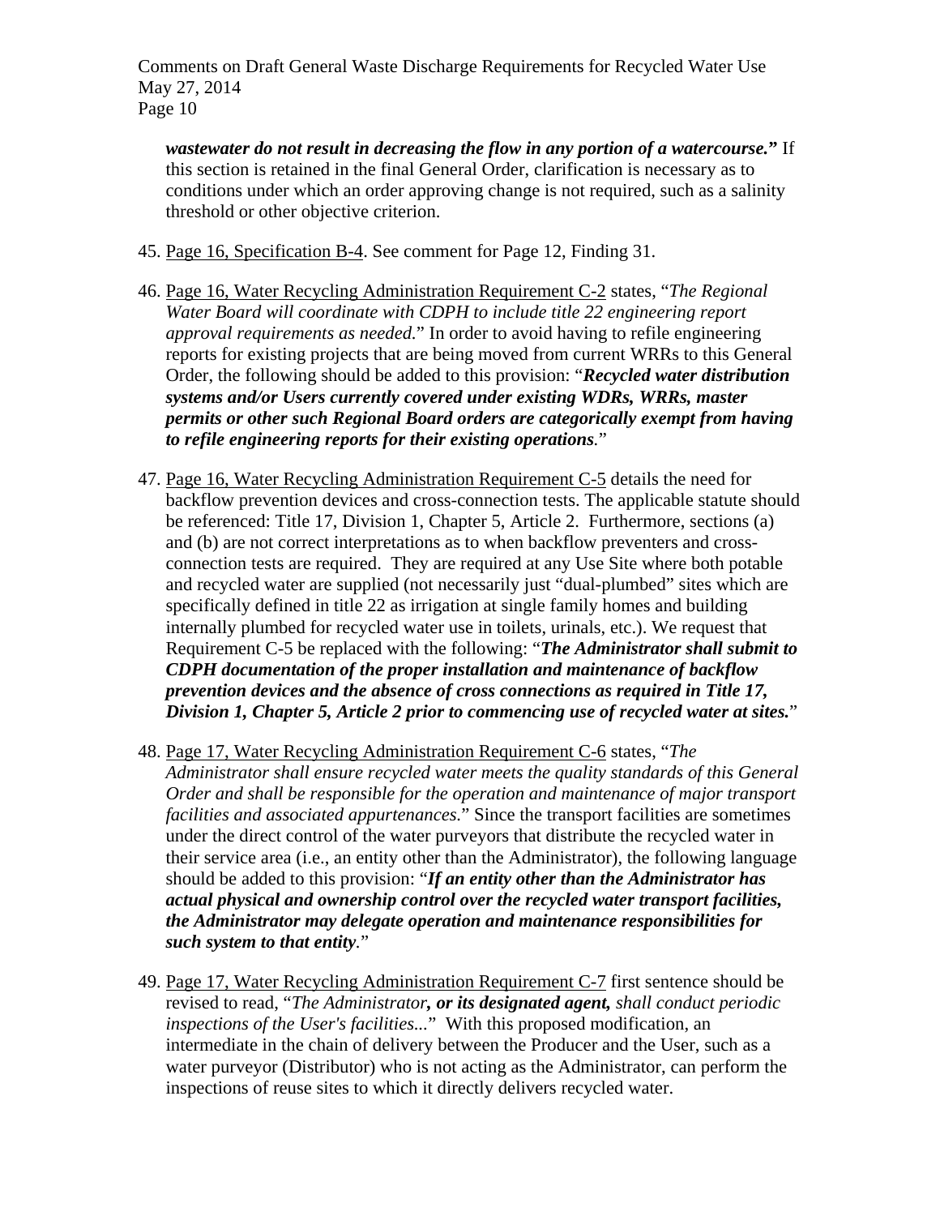***wastewater do not result in decreasing the flow in any portion of a watercourse.*"** If this section is retained in the final General Order, clarification is necessary as to conditions under which an order approving change is not required, such as a salinity threshold or other objective criterion.

45. Page 16, Specification B-4. See comment for Page 12, Finding 31.

46. Page 16, Water Recycling Administration Requirement C-2 states, "*The Regional Water Board will coordinate with CDPH to include title 22 engineering report approval requirements as needed.*" In order to avoid having to refile engineering reports for existing projects that are being moved from current WRRs to this General Order, the following should be added to this provision: "***Recycled water distribution systems and/or Users currently covered under existing WDRs, WRRs, master permits or other such Regional Board orders are categorically exempt from having to refile engineering reports for their existing operations.***"

47. Page 16, Water Recycling Administration Requirement C-5 details the need for backflow prevention devices and cross-connection tests. The applicable statute should be referenced: Title 17, Division 1, Chapter 5, Article 2. Furthermore, sections (a) and (b) are not correct interpretations as to when backflow preventers and cross-connection tests are required. They are required at any Use Site where both potable and recycled water are supplied (not necessarily just "dual-plumbed" sites which are specifically defined in title 22 as irrigation at single family homes and building internally plumbed for recycled water use in toilets, urinals, etc.). We request that Requirement C-5 be replaced with the following: "***The Administrator shall submit to CDPH documentation of the proper installation and maintenance of backflow prevention devices and the absence of cross connections as required in Title 17, Division 1, Chapter 5, Article 2 prior to commencing use of recycled water at sites.***"

48. Page 17, Water Recycling Administration Requirement C-6 states, "*The Administrator shall ensure recycled water meets the quality standards of this General Order and shall be responsible for the operation and maintenance of major transport facilities and associated appurtenances.*" Since the transport facilities are sometimes under the direct control of the water purveyors that distribute the recycled water in their service area (i.e., an entity other than the Administrator), the following language should be added to this provision: "***If an entity other than the Administrator has actual physical and ownership control over the recycled water transport facilities, the Administrator may delegate operation and maintenance responsibilities for such system to that entity.***"

49. Page 17, Water Recycling Administration Requirement C-7 first sentence should be revised to read, "*The Administrator**, or its designated agent,** shall conduct periodic inspections of the User's facilities...*" With this proposed modification, an intermediate in the chain of delivery between the Producer and the User, such as a water purveyor (Distributor) who is not acting as the Administrator, can perform the inspections of reuse sites to which it directly delivers recycled water.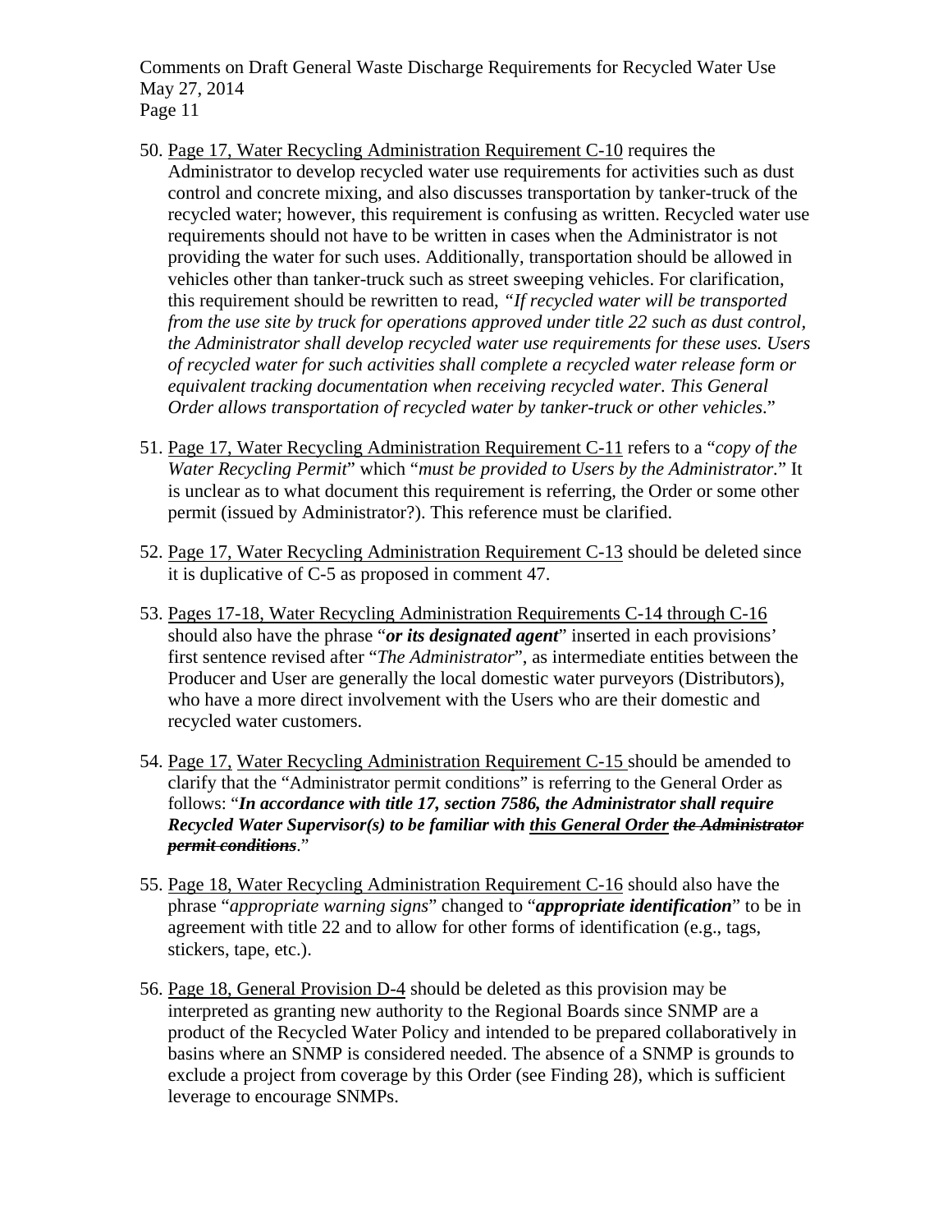50. <u>Page 17, Water Recycling Administration Requirement C-10</u> requires the Administrator to develop recycled water use requirements for activities such as dust control and concrete mixing, and also discusses transportation by tanker-truck of the recycled water; however, this requirement is confusing as written. Recycled water use requirements should not have to be written in cases when the Administrator is not providing the water for such uses. Additionally, transportation should be allowed in vehicles other than tanker-truck such as street sweeping vehicles. For clarification, this requirement should be rewritten to read, *"If recycled water will be transported from the use site by truck for operations approved under title 22 such as dust control, the Administrator shall develop recycled water use requirements for these uses. Users of recycled water for such activities shall complete a recycled water release form or equivalent tracking documentation when receiving recycled water. This General Order allows transportation of recycled water by tanker-truck or other vehicles*."

51. <u>Page 17, Water Recycling Administration Requirement C-11</u> refers to a "*copy of the Water Recycling Permit*" which "*must be provided to Users by the Administrator.*" It is unclear as to what document this requirement is referring, the Order or some other permit (issued by Administrator?). This reference must be clarified.

52. <u>Page 17, Water Recycling Administration Requirement C-13</u> should be deleted since it is duplicative of C-5 as proposed in comment 47.

53. <u>Pages 17-18, Water Recycling Administration Requirements C-14 through C-16</u> should also have the phrase "***or its designated agent***" inserted in each provisions' first sentence revised after "*The Administrator*", as intermediate entities between the Producer and User are generally the local domestic water purveyors (Distributors), who have a more direct involvement with the Users who are their domestic and recycled water customers.

54. <u>Page 17,</u> <u>Water Recycling Administration Requirement C-15</u> should be amended to clarify that the "Administrator permit conditions" is referring to the General Order as follows: "***In accordance with title 17, section 7586, the Administrator shall require Recycled Water Supervisor(s) to be familiar with <u>this General Order</u> ~~the Administrator permit conditions~~***."

55. <u>Page 18, Water Recycling Administration Requirement C-16</u> should also have the phrase "*appropriate warning signs*" changed to "***appropriate identification***" to be in agreement with title 22 and to allow for other forms of identification (e.g., tags, stickers, tape, etc.).

56. <u>Page 18, General Provision D-4</u> should be deleted as this provision may be interpreted as granting new authority to the Regional Boards since SNMP are a product of the Recycled Water Policy and intended to be prepared collaboratively in basins where an SNMP is considered needed. The absence of a SNMP is grounds to exclude a project from coverage by this Order (see Finding 28), which is sufficient leverage to encourage SNMPs.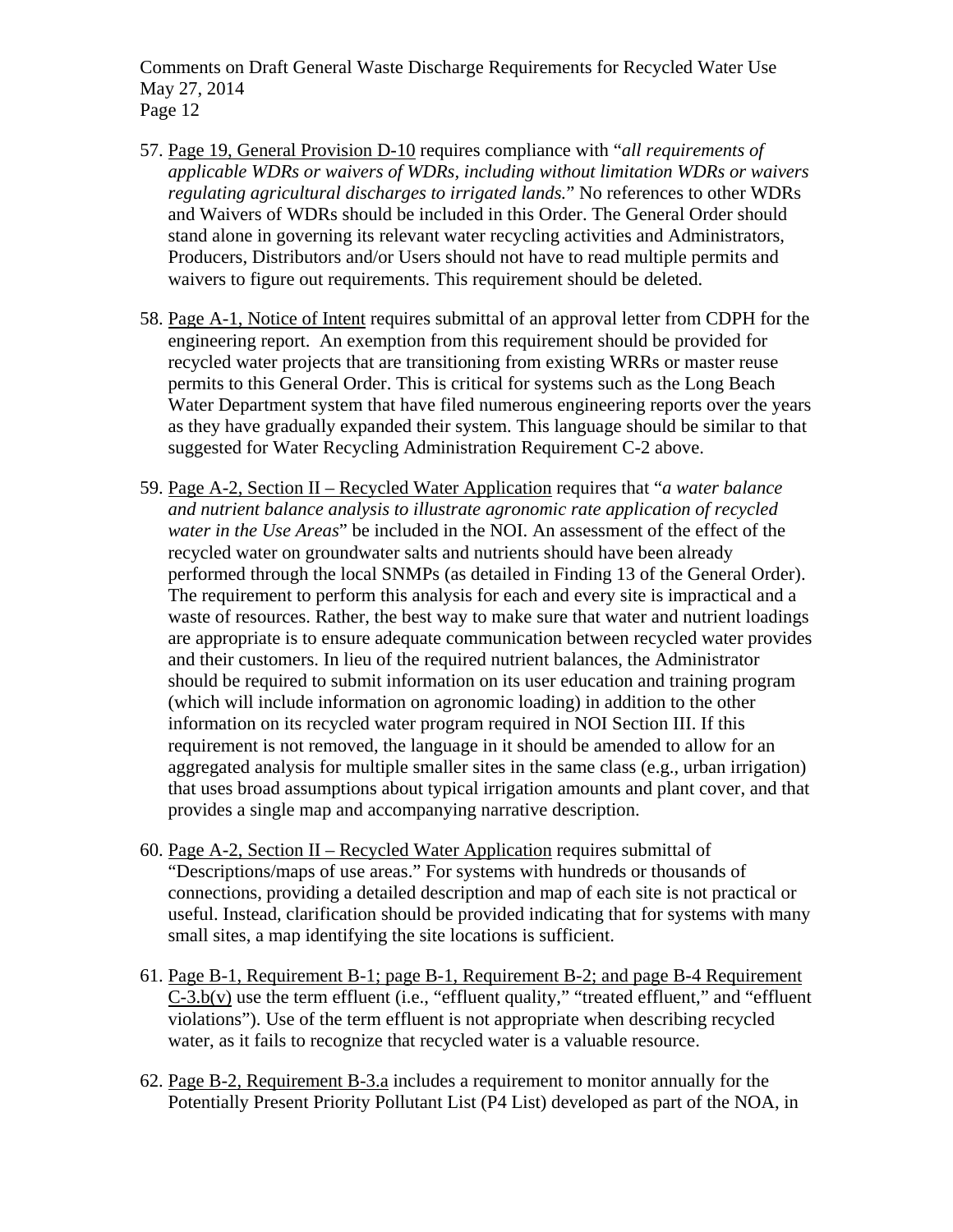57. Page 19, General Provision D-10 requires compliance with "*all requirements of applicable WDRs or waivers of WDRs, including without limitation WDRs or waivers regulating agricultural discharges to irrigated lands.*" No references to other WDRs and Waivers of WDRs should be included in this Order. The General Order should stand alone in governing its relevant water recycling activities and Administrators, Producers, Distributors and/or Users should not have to read multiple permits and waivers to figure out requirements. This requirement should be deleted.

58. Page A-1, Notice of Intent requires submittal of an approval letter from CDPH for the engineering report. An exemption from this requirement should be provided for recycled water projects that are transitioning from existing WRRs or master reuse permits to this General Order. This is critical for systems such as the Long Beach Water Department system that have filed numerous engineering reports over the years as they have gradually expanded their system. This language should be similar to that suggested for Water Recycling Administration Requirement C-2 above.

59. Page A-2, Section II – Recycled Water Application requires that "*a water balance and nutrient balance analysis to illustrate agronomic rate application of recycled water in the Use Areas*" be included in the NOI. An assessment of the effect of the recycled water on groundwater salts and nutrients should have been already performed through the local SNMPs (as detailed in Finding 13 of the General Order). The requirement to perform this analysis for each and every site is impractical and a waste of resources. Rather, the best way to make sure that water and nutrient loadings are appropriate is to ensure adequate communication between recycled water provides and their customers. In lieu of the required nutrient balances, the Administrator should be required to submit information on its user education and training program (which will include information on agronomic loading) in addition to the other information on its recycled water program required in NOI Section III. If this requirement is not removed, the language in it should be amended to allow for an aggregated analysis for multiple smaller sites in the same class (e.g., urban irrigation) that uses broad assumptions about typical irrigation amounts and plant cover, and that provides a single map and accompanying narrative description.

60. Page A-2, Section II – Recycled Water Application requires submittal of "Descriptions/maps of use areas." For systems with hundreds or thousands of connections, providing a detailed description and map of each site is not practical or useful. Instead, clarification should be provided indicating that for systems with many small sites, a map identifying the site locations is sufficient.

61. Page B-1, Requirement B-1; page B-1, Requirement B-2; and page B-4 Requirement C-3.b(v) use the term effluent (i.e., "effluent quality," "treated effluent," and "effluent violations"). Use of the term effluent is not appropriate when describing recycled water, as it fails to recognize that recycled water is a valuable resource.

62. Page B-2, Requirement B-3.a includes a requirement to monitor annually for the Potentially Present Priority Pollutant List (P4 List) developed as part of the NOA, in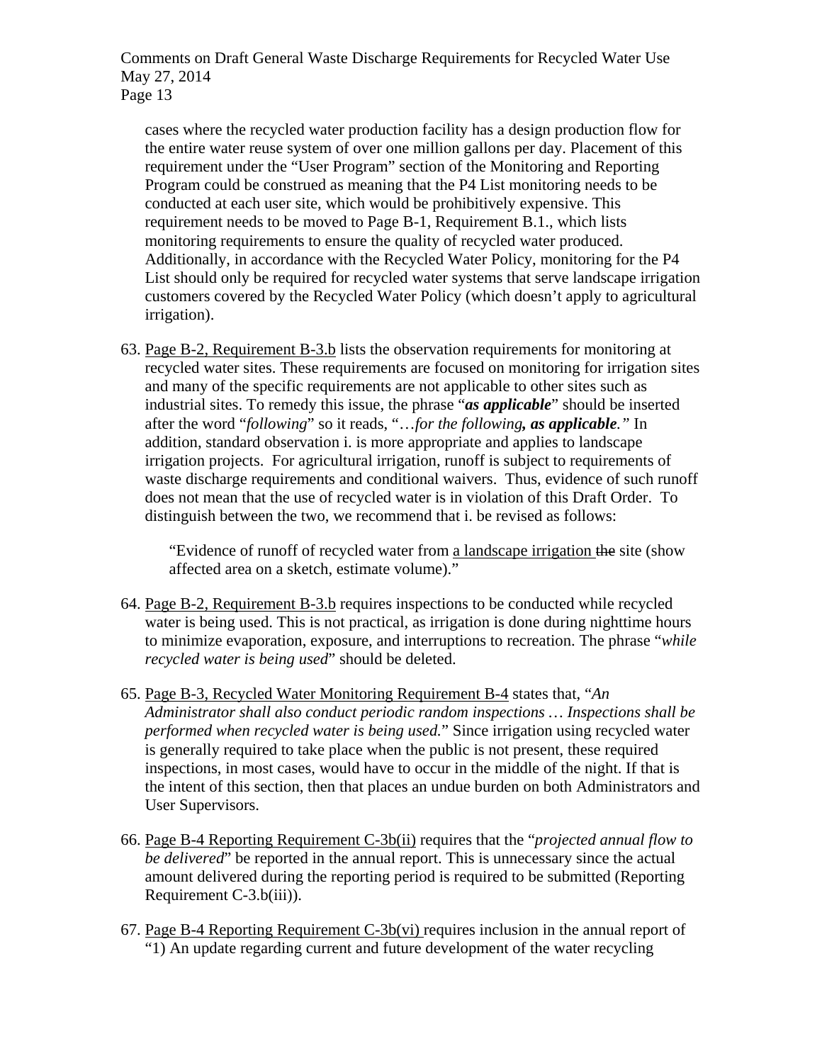cases where the recycled water production facility has a design production flow for the entire water reuse system of over one million gallons per day. Placement of this requirement under the "User Program" section of the Monitoring and Reporting Program could be construed as meaning that the P4 List monitoring needs to be conducted at each user site, which would be prohibitively expensive. This requirement needs to be moved to Page B-1, Requirement B.1., which lists monitoring requirements to ensure the quality of recycled water produced. Additionally, in accordance with the Recycled Water Policy, monitoring for the P4 List should only be required for recycled water systems that serve landscape irrigation customers covered by the Recycled Water Policy (which doesn't apply to agricultural irrigation).

63. <u>Page B-2, Requirement B-3.b</u> lists the observation requirements for monitoring at recycled water sites. These requirements are focused on monitoring for irrigation sites and many of the specific requirements are not applicable to other sites such as industrial sites. To remedy this issue, the phrase "***as applicable***" should be inserted after the word "*following*" so it reads, "*…for the following****, as applicable****.*" In addition, standard observation i. is more appropriate and applies to landscape irrigation projects. For agricultural irrigation, runoff is subject to requirements of waste discharge requirements and conditional waivers. Thus, evidence of such runoff does not mean that the use of recycled water is in violation of this Draft Order. To distinguish between the two, we recommend that i. be revised as follows:

    "Evidence of runoff of recycled water from <u>a landscape irrigation</u> ~~the~~ site (show affected area on a sketch, estimate volume)."

64. <u>Page B-2, Requirement B-3.b</u> requires inspections to be conducted while recycled water is being used. This is not practical, as irrigation is done during nighttime hours to minimize evaporation, exposure, and interruptions to recreation. The phrase "*while recycled water is being used*" should be deleted.

65. <u>Page B-3, Recycled Water Monitoring Requirement B-4</u> states that, "*An Administrator shall also conduct periodic random inspections … Inspections shall be performed when recycled water is being used.*" Since irrigation using recycled water is generally required to take place when the public is not present, these required inspections, in most cases, would have to occur in the middle of the night. If that is the intent of this section, then that places an undue burden on both Administrators and User Supervisors.

66. <u>Page B-4 Reporting Requirement C-3b(ii)</u> requires that the "*projected annual flow to be delivered*" be reported in the annual report. This is unnecessary since the actual amount delivered during the reporting period is required to be submitted (Reporting Requirement C-3.b(iii)).

67. <u>Page B-4 Reporting Requirement C-3b(vi)</u> requires inclusion in the annual report of "1) An update regarding current and future development of the water recycling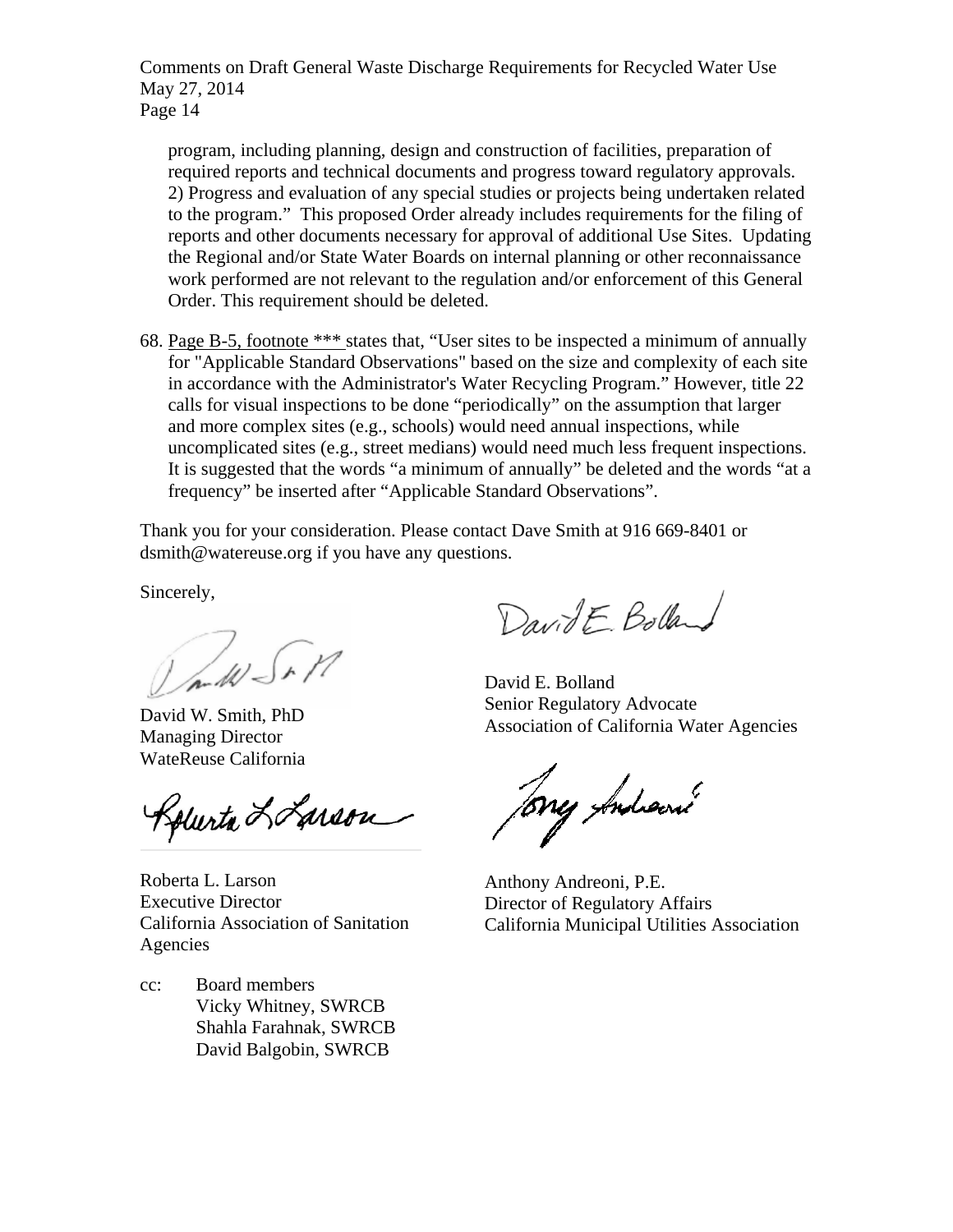program, including planning, design and construction of facilities, preparation of required reports and technical documents and progress toward regulatory approvals. 2) Progress and evaluation of any special studies or projects being undertaken related to the program." This proposed Order already includes requirements for the filing of reports and other documents necessary for approval of additional Use Sites. Updating the Regional and/or State Water Boards on internal planning or other reconnaissance work performed are not relevant to the regulation and/or enforcement of this General Order. This requirement should be deleted.

68. Page B-5, footnote *** states that, "User sites to be inspected a minimum of annually for "Applicable Standard Observations" based on the size and complexity of each site in accordance with the Administrator's Water Recycling Program." However, title 22 calls for visual inspections to be done "periodically" on the assumption that larger and more complex sites (e.g., schools) would need annual inspections, while uncomplicated sites (e.g., street medians) would need much less frequent inspections. It is suggested that the words "a minimum of annually" be deleted and the words "at a frequency" be inserted after "Applicable Standard Observations".

Thank you for your consideration. Please contact Dave Smith at 916 669-8401 or dsmith@watereuse.org if you have any questions.

Sincerely,

David W. Smith, PhD
Managing Director
WateReuse California

David E. Bolland
Senior Regulatory Advocate
Association of California Water Agencies

Roberta L. Larson
Executive Director
California Association of Sanitation Agencies

Anthony Andreoni, P.E.
Director of Regulatory Affairs
California Municipal Utilities Association

cc: Board members
Vicky Whitney, SWRCB
Shahla Farahnak, SWRCB
David Balgobin, SWRCB